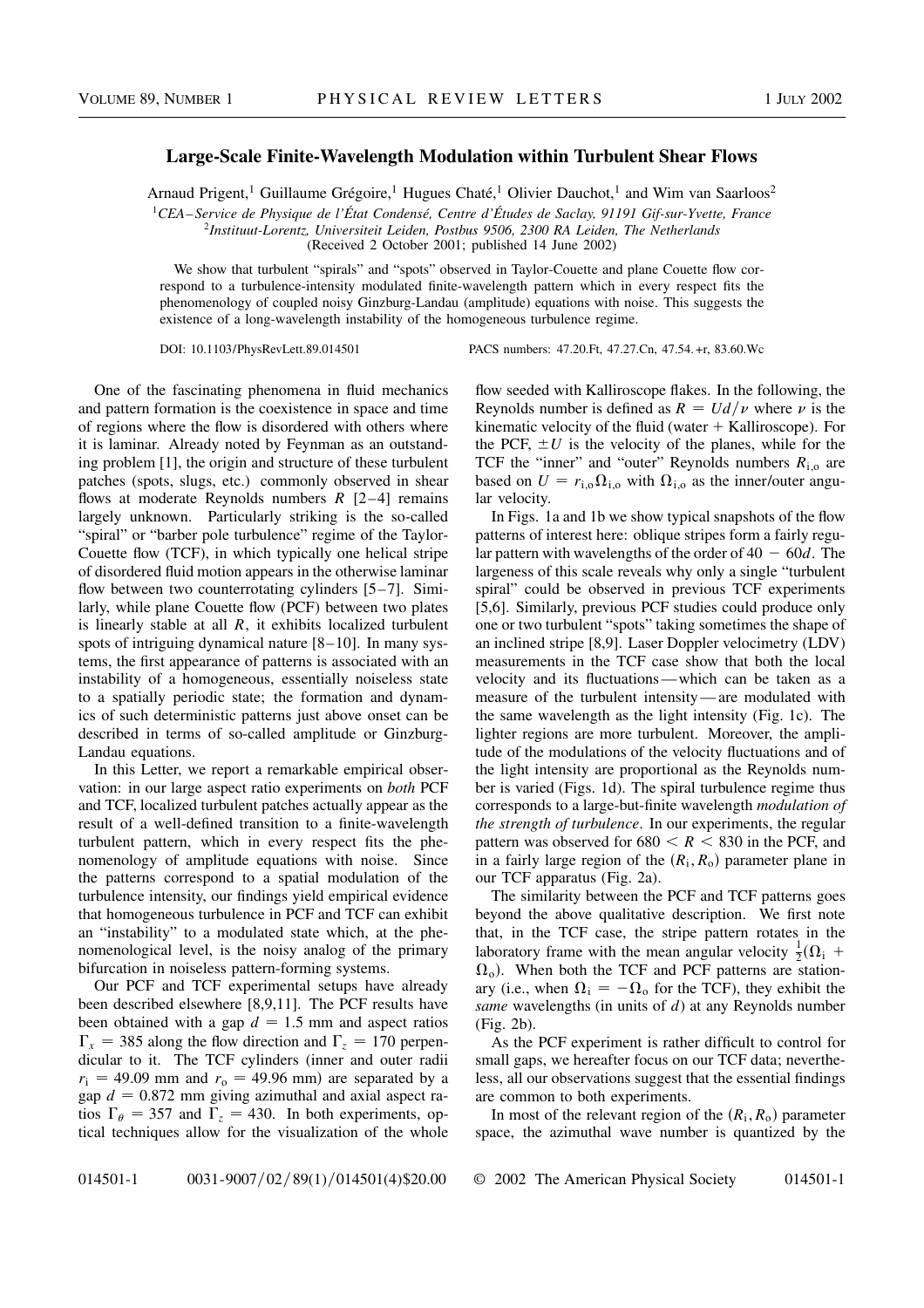# Large-Scale Finite-Wavelength Modulation within Turbulent Shear Flows

Arnaud Prigent,[1] Guillaume Grégoire,[1] Hugues Chaté,[1] Olivier Dauchot,[1] and Wim van Saarloos[2]

[1]*CEA–Service de Physique de l'État Condensé, Centre d'Études de Saclay, 91191 Gif-sur-Yvette, France*
[2]*Instituut-Lorentz, Universiteit Leiden, Postbus 9506, 2300 RA Leiden, The Netherlands*
(Received 2 October 2001; published 14 June 2002)

We show that turbulent "spirals" and "spots" observed in Taylor-Couette and plane Couette flow correspond to a turbulence-intensity modulated finite-wavelength pattern which in every respect fits the phenomenology of coupled noisy Ginzburg-Landau (amplitude) equations with noise. This suggests the existence of a long-wavelength instability of the homogeneous turbulence regime.

DOI: 10.1103/PhysRevLett.89.014501 PACS numbers: 47.20.Ft, 47.27.Cn, 47.54.+r, 83.60.Wc

One of the fascinating phenomena in fluid mechanics and pattern formation is the coexistence in space and time of regions where the flow is disordered with others where it is laminar. Already noted by Feynman as an outstanding problem [1], the origin and structure of these turbulent patches (spots, slugs, etc.) commonly observed in shear flows at moderate Reynolds numbers $R$ [2–4] remains largely unknown. Particularly striking is the so-called "spiral" or "barber pole turbulence" regime of the Taylor-Couette flow (TCF), in which typically one helical stripe of disordered fluid motion appears in the otherwise laminar flow between two counterrotating cylinders [5–7]. Similarly, while plane Couette flow (PCF) between two plates is linearly stable at all $R$, it exhibits localized turbulent spots of intriguing dynamical nature [8–10]. In many systems, the first appearance of patterns is associated with an instability of a homogeneous, essentially noiseless state to a spatially periodic state; the formation and dynamics of such deterministic patterns just above onset can be described in terms of so-called amplitude or Ginzburg-Landau equations.

In this Letter, we report a remarkable empirical observation: in our large aspect ratio experiments on *both* PCF and TCF, localized turbulent patches actually appear as the result of a well-defined transition to a finite-wavelength turbulent pattern, which in every respect fits the phenomenology of amplitude equations with noise. Since the patterns correspond to a spatial modulation of the turbulence intensity, our findings yield empirical evidence that homogeneous turbulence in PCF and TCF can exhibit an "instability" to a modulated state which, at the phenomenological level, is the noisy analog of the primary bifurcation in noiseless pattern-forming systems.

Our PCF and TCF experimental setups have already been described elsewhere [8,9,11]. The PCF results have been obtained with a gap $d = 1.5$ mm and aspect ratios $\Gamma_x = 385$ along the flow direction and $\Gamma_z = 170$ perpendicular to it. The TCF cylinders (inner and outer radii $r_i = 49.09$ mm and $r_o = 49.96$ mm) are separated by a gap $d = 0.872$ mm giving azimuthal and axial aspect ratios $\Gamma_\theta = 357$ and $\Gamma_z = 430$. In both experiments, optical techniques allow for the visualization of the whole flow seeded with Kalliroscope flakes. In the following, the Reynolds number is defined as $R = Ud/\nu$ where $\nu$ is the kinematic velocity of the fluid (water + Kalliroscope). For the PCF, $\pm U$ is the velocity of the planes, while for the TCF the "inner" and "outer" Reynolds numbers $R_{i,o}$ are based on $U = r_{i,o}\Omega_{i,o}$ with $\Omega_{i,o}$ as the inner/outer angular velocity.

In Figs. 1a and 1b we show typical snapshots of the flow patterns of interest here: oblique stripes form a fairly regular pattern with wavelengths of the order of $40 - 60d$. The largeness of this scale reveals why only a single "turbulent spiral" could be observed in previous TCF experiments [5,6]. Similarly, previous PCF studies could produce only one or two turbulent "spots" taking sometimes the shape of an inclined stripe [8,9]. Laser Doppler velocimetry (LDV) measurements in the TCF case show that both the local velocity and its fluctuations—which can be taken as a measure of the turbulent intensity—are modulated with the same wavelength as the light intensity (Fig. 1c). The lighter regions are more turbulent. Moreover, the amplitude of the modulations of the velocity fluctuations and of the light intensity are proportional as the Reynolds number is varied (Figs. 1d). The spiral turbulence regime thus corresponds to a large-but-finite wavelength *modulation of the strength of turbulence*. In our experiments, the regular pattern was observed for $680 < R < 830$ in the PCF, and in a fairly large region of the $(R_i, R_o)$ parameter plane in our TCF apparatus (Fig. 2a).

The similarity between the PCF and TCF patterns goes beyond the above qualitative description. We first note that, in the TCF case, the stripe pattern rotates in the laboratory frame with the mean angular velocity $\frac{1}{2}(\Omega_i + \Omega_o)$. When both the TCF and PCF patterns are stationary (i.e., when $\Omega_i = -\Omega_o$ for the TCF), they exhibit the *same* wavelengths (in units of $d$) at any Reynolds number (Fig. 2b).

As the PCF experiment is rather difficult to control for small gaps, we hereafter focus on our TCF data; nevertheless, all our observations suggest that the essential findings are common to both experiments.

In most of the relevant region of the $(R_i, R_o)$ parameter space, the azimuthal wave number is quantized by the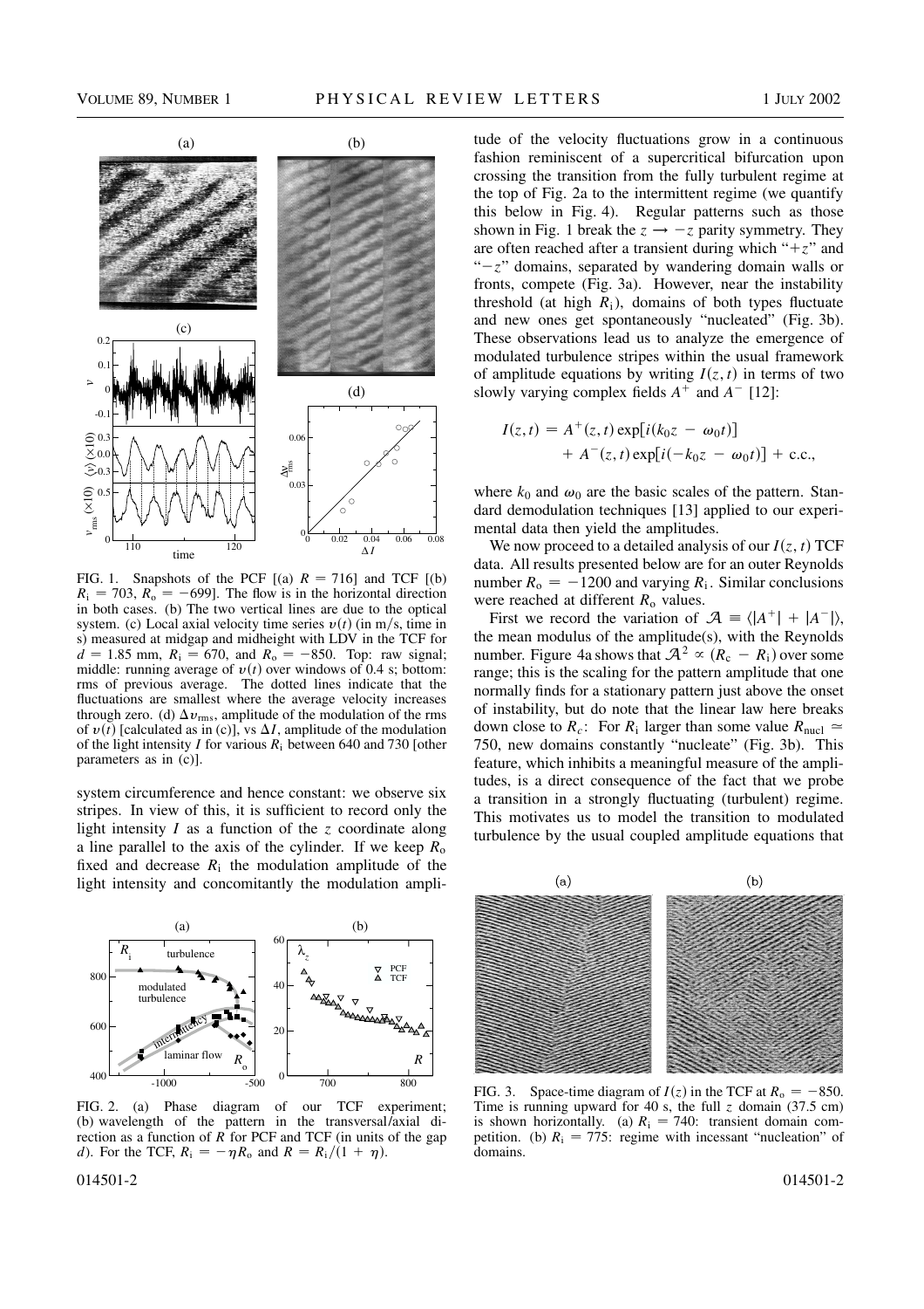FIG. 1. Snapshots of the PCF [(a) $R = 716$] and TCF [(b) $R_i = 703$, $R_o = -699$]. The flow is in the horizontal direction in both cases. (b) The two vertical lines are due to the optical system. (c) Local axial velocity time series $v(t)$ (in m/s, time in s) measured at midgap and midheight with LDV in the TCF for $d = 1.85$ mm, $R_i = 670$, and $R_o = -850$. Top: raw signal; middle: running average of $v(t)$ over windows of 0.4 s; bottom: rms of previous average. The dotted lines indicate that the fluctuations are smallest where the average velocity increases through zero. (d) $\Delta v_{rms}$, amplitude of the modulation of the rms of $v(t)$ [calculated as in (c)], vs $\Delta I$, amplitude of the modulation of the light intensity $I$ for various $R_i$ between 640 and 730 [other parameters as in (c)].

system circumference and hence constant: we observe six stripes. In view of this, it is sufficient to record only the light intensity $I$ as a function of the $z$ coordinate along a line parallel to the axis of the cylinder. If we keep $R_o$ fixed and decrease $R_i$ the modulation amplitude of the light intensity and concomitantly the modulation amplitude of the velocity fluctuations grow in a continuous fashion reminiscent of a supercritical bifurcation upon crossing the transition from the fully turbulent regime at the top of Fig. 2a to the intermittent regime (we quantify this below in Fig. 4). Regular patterns such as those shown in Fig. 1 break the $z \to -z$ parity symmetry. They are often reached after a transient during which "$+z$" and "$-z$" domains, separated by wandering domain walls or fronts, compete (Fig. 3a). However, near the instability threshold (at high $R_i$), domains of both types fluctuate and new ones get spontaneously "nucleated" (Fig. 3b). These observations lead us to analyze the emergence of modulated turbulence stripes within the usual framework of amplitude equations by writing $I(z,t)$ in terms of two slowly varying complex fields $A^+$ and $A^-$ [12]:

$$I(z,t) = A^+(z,t)\exp[i(k_0 z - \omega_0 t)] + A^-(z,t)\exp[i(-k_0 z - \omega_0 t)] + \text{c.c.},$$

where $k_0$ and $\omega_0$ are the basic scales of the pattern. Standard demodulation techniques [13] applied to our experimental data then yield the amplitudes.

We now proceed to a detailed analysis of our $I(z,t)$ TCF data. All results presented below are for an outer Reynolds number $R_o = -1200$ and varying $R_i$. Similar conclusions were reached at different $R_o$ values.

First we record the variation of $\mathcal{A} \equiv \langle |A^+| + |A^-| \rangle$, the mean modulus of the amplitude(s), with the Reynolds number. Figure 4a shows that $\mathcal{A}^2 \propto (R_c - R_i)$ over some range; this is the scaling for the pattern amplitude that one normally finds for a stationary pattern just above the onset of instability, but do note that the linear law here breaks down close to $R_c$: For $R_i$ larger than some value $R_{nucl} \simeq 750$, new domains constantly "nucleate" (Fig. 3b). This feature, which inhibits a meaningful measure of the amplitudes, is a direct consequence of the fact that we probe a transition in a strongly fluctuating (turbulent) regime. This motivates us to model the transition to modulated turbulence by the usual coupled amplitude equations that

FIG. 2. (a) Phase diagram of our TCF experiment; (b) wavelength of the pattern in the transversal/axial direction as a function of $R$ for PCF and TCF (in units of the gap $d$). For the TCF, $R_i = -\eta R_o$ and $R = R_i/(1 + \eta)$.

FIG. 3. Space-time diagram of $I(z)$ in the TCF at $R_o = -850$. Time is running upward for 40 s, the full $z$ domain (37.5 cm) is shown horizontally. (a) $R_i = 740$: transient domain competition. (b) $R_i = 775$: regime with incessant "nucleation" of domains.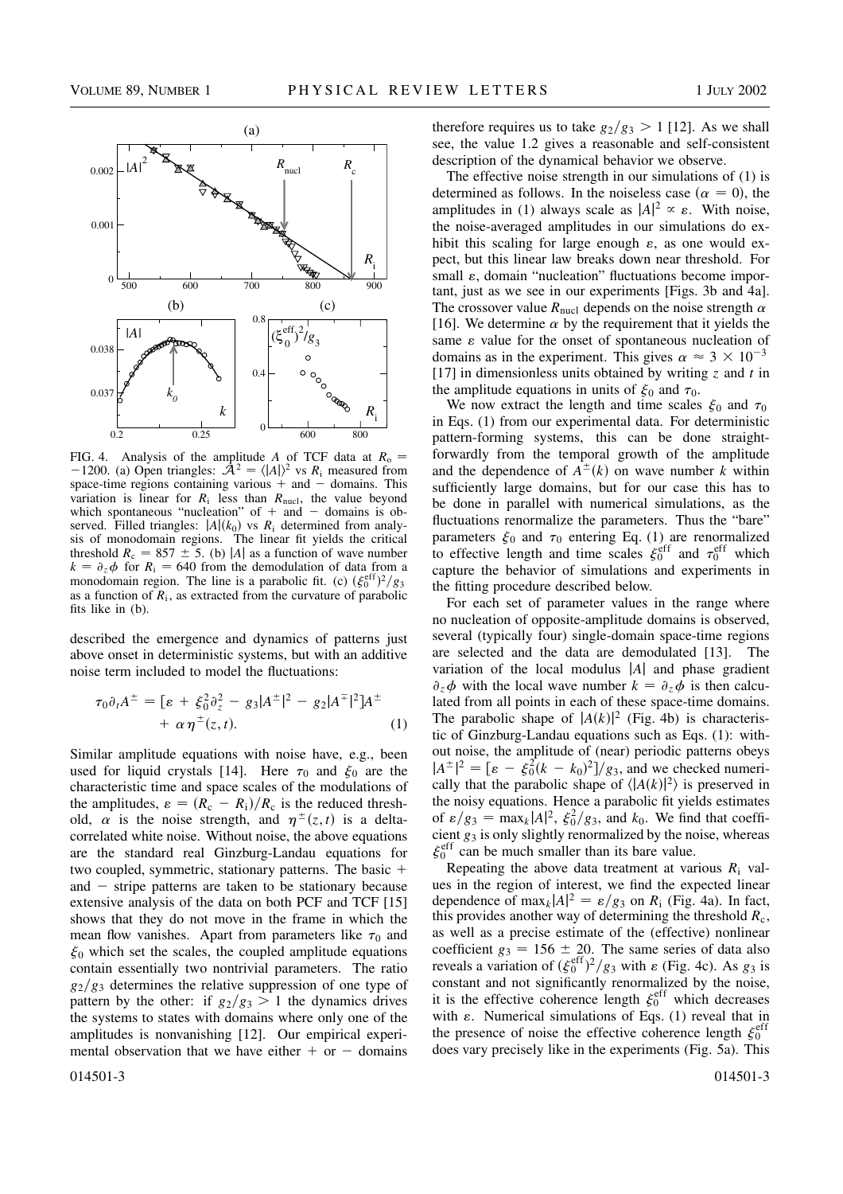FIG. 4. Analysis of the amplitude $A$ of TCF data at $R_o = -1200$. (a) Open triangles: $\mathcal{A}^2 = \langle |A| \rangle^2$ vs $R_i$ measured from space-time regions containing various + and − domains. This variation is linear for $R_i$ less than $R_{\rm nucl}$, the value beyond which spontaneous "nucleation" of + and − domains is observed. Filled triangles: $|A|(k_0)$ vs $R_i$ determined from analysis of monodomain regions. The linear fit yields the critical threshold $R_c = 857 \pm 5$. (b) $|A|$ as a function of wave number $k = \partial_z \phi$ for $R_i = 640$ from the demodulation of data from a monodomain region. The line is a parabolic fit. (c) $(\xi_0^{\rm eff})^2/g_3$ as a function of $R_i$, as extracted from the curvature of parabolic fits like in (b).

described the emergence and dynamics of patterns just above onset in deterministic systems, but with an additive noise term included to model the fluctuations:

$$\tau_0 \partial_t A^{\pm} = [\varepsilon + \xi_0^2 \partial_z^2 - g_3 |A^{\pm}|^2 - g_2 |A^{\mp}|^2] A^{\pm} + \alpha \eta^{\pm}(z,t). \tag{1}$$

Similar amplitude equations with noise have, e.g., been used for liquid crystals [14]. Here $\tau_0$ and $\xi_0$ are the characteristic time and space scales of the modulations of the amplitudes, $\varepsilon = (R_c - R_i)/R_c$ is the reduced threshold, $\alpha$ is the noise strength, and $\eta^{\pm}(z,t)$ is a delta-correlated white noise. Without noise, the above equations are the standard real Ginzburg-Landau equations for two coupled, symmetric, stationary patterns. The basic + and − stripe patterns are taken to be stationary because extensive analysis of the data on both PCF and TCF [15] shows that they do not move in the frame in which the mean flow vanishes. Apart from parameters like $\tau_0$ and $\xi_0$ which set the scales, the coupled amplitude equations contain essentially two nontrivial parameters. The ratio $g_2/g_3$ determines the relative suppression of one type of pattern by the other: if $g_2/g_3 > 1$ the dynamics drives the systems to states with domains where only one of the amplitudes is nonvanishing [12]. Our empirical experimental observation that we have either + or − domains therefore requires us to take $g_2/g_3 > 1$ [12]. As we shall see, the value 1.2 gives a reasonable and self-consistent description of the dynamical behavior we observe.

The effective noise strength in our simulations of (1) is determined as follows. In the noiseless case ($\alpha = 0$), the amplitudes in (1) always scale as $|A|^2 \propto \varepsilon$. With noise, the noise-averaged amplitudes in our simulations do exhibit this scaling for large enough $\varepsilon$, as one would expect, but this linear law breaks down near threshold. For small $\varepsilon$, domain "nucleation" fluctuations become important, just as we see in our experiments [Figs. 3b and 4a]. The crossover value $R_{\rm nucl}$ depends on the noise strength $\alpha$ [16]. We determine $\alpha$ by the requirement that it yields the same $\varepsilon$ value for the onset of spontaneous nucleation of domains as in the experiment. This gives $\alpha \approx 3 \times 10^{-3}$ [17] in dimensionless units obtained by writing $z$ and $t$ in the amplitude equations in units of $\xi_0$ and $\tau_0$.

We now extract the length and time scales $\xi_0$ and $\tau_0$ in Eqs. (1) from our experimental data. For deterministic pattern-forming systems, this can be done straightforwardly from the temporal growth of the amplitude and the dependence of $A^{\pm}(k)$ on wave number $k$ within sufficiently large domains, but for our case this has to be done in parallel with numerical simulations, as the fluctuations renormalize the parameters. Thus the "bare" parameters $\xi_0$ and $\tau_0$ entering Eq. (1) are renormalized to effective length and time scales $\xi_0^{\rm eff}$ and $\tau_0^{\rm eff}$ which capture the behavior of simulations and experiments in the fitting procedure described below.

For each set of parameter values in the range where no nucleation of opposite-amplitude domains is observed, several (typically four) single-domain space-time regions are selected and the data are demodulated [13]. The variation of the local modulus $|A|$ and phase gradient $\partial_z \phi$ with the local wave number $k = \partial_z \phi$ is then calculated from all points in each of these space-time domains. The parabolic shape of $|A(k)|^2$ (Fig. 4b) is characteristic of Ginzburg-Landau equations such as Eqs. (1): without noise, the amplitude of (near) periodic patterns obeys $|A^{\pm}|^2 = [\varepsilon - \xi_0^2 (k - k_0)^2]/g_3$, and we checked numerically that the parabolic shape of $\langle |A(k)|^2 \rangle$ is preserved in the noisy equations. Hence a parabolic fit yields estimates of $\varepsilon/g_3 = \max_k |A|^2$, $\xi_0^2/g_3$, and $k_0$. We find that coefficient $g_3$ is only slightly renormalized by the noise, whereas $\xi_0^{\rm eff}$ can be much smaller than its bare value.

Repeating the above data treatment at various $R_i$ values in the region of interest, we find the expected linear dependence of $\max_k |A|^2 = \varepsilon/g_3$ on $R_i$ (Fig. 4a). In fact, this provides another way of determining the threshold $R_c$, as well as a precise estimate of the (effective) nonlinear coefficient $g_3 = 156 \pm 20$. The same series of data also reveals a variation of $(\xi_0^{\rm eff})^2/g_3$ with $\varepsilon$ (Fig. 4c). As $g_3$ is constant and not significantly renormalized by the noise, it is the effective coherence length $\xi_0^{\rm eff}$ which decreases with $\varepsilon$. Numerical simulations of Eqs. (1) reveal that in the presence of noise the effective coherence length $\xi_0^{\rm eff}$ does vary precisely like in the experiments (Fig. 5a). This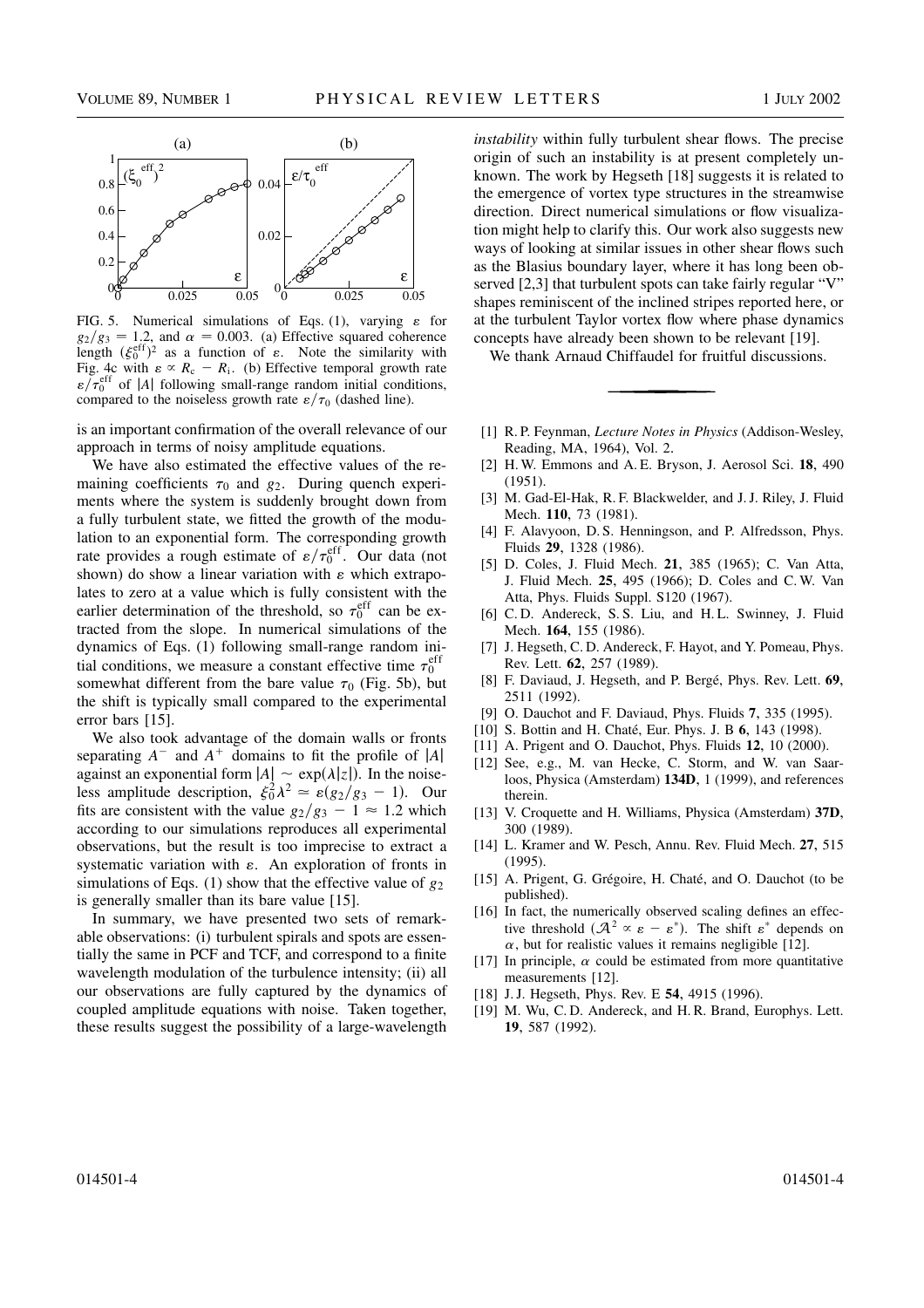(a)

1

$(\xi_0^{\rm eff})^2$

0.8

0.6

0.4

0.2

0

$\varepsilon$

0 0.025 0.05

(b)

$\varepsilon/\tau_0^{\rm eff}$

0.04

0.02

0

$\varepsilon$

0 0.025 0.05

FIG. 5. Numerical simulations of Eqs. (1), varying $\varepsilon$ for $g_2/g_3 = 1.2$, and $\alpha = 0.003$. (a) Effective squared coherence length $(\xi_0^{\rm eff})^2$ as a function of $\varepsilon$. Note the similarity with Fig. 4c with $\varepsilon \propto R_c - R_i$. (b) Effective temporal growth rate $\varepsilon/\tau_0^{\rm eff}$ of $|A|$ following small-range random initial conditions, compared to the noiseless growth rate $\varepsilon/\tau_0$ (dashed line).

is an important confirmation of the overall relevance of our approach in terms of noisy amplitude equations.

We have also estimated the effective values of the remaining coefficients $\tau_0$ and $g_2$. During quench experiments where the system is suddenly brought down from a fully turbulent state, we fitted the growth of the modulation to an exponential form. The corresponding growth rate provides a rough estimate of $\varepsilon/\tau_0^{\rm eff}$. Our data (not shown) do show a linear variation with $\varepsilon$ which extrapolates to zero at a value which is fully consistent with the earlier determination of the threshold, so $\tau_0^{\rm eff}$ can be extracted from the slope. In numerical simulations of the dynamics of Eqs. (1) following small-range random initial conditions, we measure a constant effective time $\tau_0^{\rm eff}$ somewhat different from the bare value $\tau_0$ (Fig. 5b), but the shift is typically small compared to the experimental error bars [15].

We also took advantage of the domain walls or fronts separating $A^-$ and $A^+$ domains to fit the profile of $|A|$ against an exponential form $|A| \sim \exp(\lambda|z|)$. In the noiseless amplitude description, $\xi_0^2\lambda^2 \simeq \varepsilon(g_2/g_3 - 1)$. Our fits are consistent with the value $g_2/g_3 - 1 \approx 1.2$ which according to our simulations reproduces all experimental observations, but the result is too imprecise to extract a systematic variation with $\varepsilon$. An exploration of fronts in simulations of Eqs. (1) show that the effective value of $g_2$ is generally smaller than its bare value [15].

In summary, we have presented two sets of remarkable observations: (i) turbulent spirals and spots are essentially the same in PCF and TCF, and correspond to a finite wavelength modulation of the turbulence intensity; (ii) all our observations are fully captured by the dynamics of coupled amplitude equations with noise. Taken together, these results suggest the possibility of a large-wavelength *instability* within fully turbulent shear flows. The precise origin of such an instability is at present completely unknown. The work by Hegseth [18] suggests it is related to the emergence of vortex type structures in the streamwise direction. Direct numerical simulations or flow visualization might help to clarify this. Our work also suggests new ways of looking at similar issues in other shear flows such as the Blasius boundary layer, where it has long been observed [2,3] that turbulent spots can take fairly regular "V" shapes reminiscent of the inclined stripes reported here, or at the turbulent Taylor vortex flow where phase dynamics concepts have already been shown to be relevant [19].

We thank Arnaud Chiffaudel for fruitful discussions.

---

[1] R. P. Feynman, *Lecture Notes in Physics* (Addison-Wesley, Reading, MA, 1964), Vol. 2.

[2] H. W. Emmons and A. E. Bryson, J. Aerosol Sci. **18**, 490 (1951).

[3] M. Gad-El-Hak, R. F. Blackwelder, and J. J. Riley, J. Fluid Mech. **110**, 73 (1981).

[4] F. Alavyoon, D. S. Henningson, and P. Alfredsson, Phys. Fluids **29**, 1328 (1986).

[5] D. Coles, J. Fluid Mech. **21**, 385 (1965); C. Van Atta, J. Fluid Mech. **25**, 495 (1966); D. Coles and C. W. Van Atta, Phys. Fluids Suppl. S120 (1967).

[6] C. D. Andereck, S. S. Liu, and H. L. Swinney, J. Fluid Mech. **164**, 155 (1986).

[7] J. Hegseth, C. D. Andereck, F. Hayot, and Y. Pomeau, Phys. Rev. Lett. **62**, 257 (1989).

[8] F. Daviaud, J. Hegseth, and P. Bergé, Phys. Rev. Lett. **69**, 2511 (1992).

[9] O. Dauchot and F. Daviaud, Phys. Fluids **7**, 335 (1995).

[10] S. Bottin and H. Chaté, Eur. Phys. J. B **6**, 143 (1998).

[11] A. Prigent and O. Dauchot, Phys. Fluids **12**, 10 (2000).

[12] See, e.g., M. van Hecke, C. Storm, and W. van Saarloos, Physica (Amsterdam) **134D**, 1 (1999), and references therein.

[13] V. Croquette and H. Williams, Physica (Amsterdam) **37D**, 300 (1989).

[14] L. Kramer and W. Pesch, Annu. Rev. Fluid Mech. **27**, 515 (1995).

[15] A. Prigent, G. Grégoire, H. Chaté, and O. Dauchot (to be published).

[16] In fact, the numerically observed scaling defines an effective threshold ($\mathcal{A}^2 \propto \varepsilon - \varepsilon^*$). The shift $\varepsilon^*$ depends on $\alpha$, but for realistic values it remains negligible [12].

[17] In principle, $\alpha$ could be estimated from more quantitative measurements [12].

[18] J. J. Hegseth, Phys. Rev. E **54**, 4915 (1996).

[19] M. Wu, C. D. Andereck, and H. R. Brand, Europhys. Lett. **19**, 587 (1992).